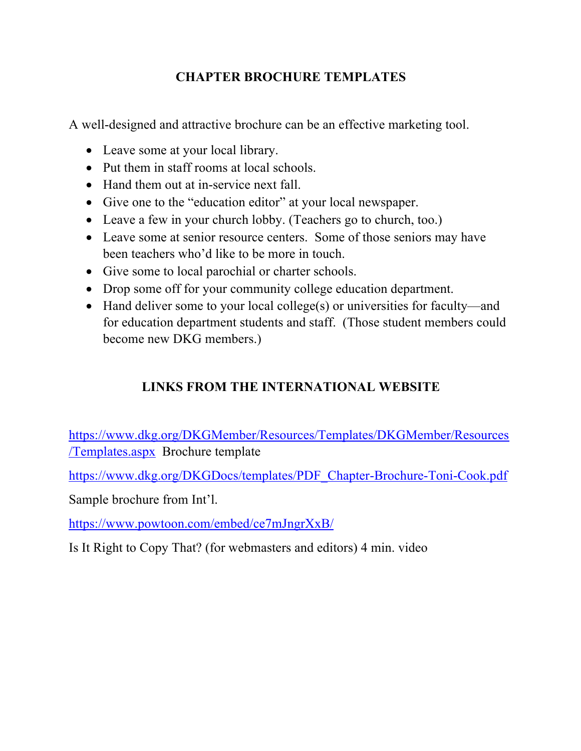## CHAPTER BROCHURE TEMPLATES

A well-designed and attractive brochure can be an effective marketing tool.

- Leave some at your local library.
- Put them in staff rooms at local schools.
- Hand them out at in-service next fall.
- Give one to the "education editor" at your local newspaper.
- Leave a few in your church lobby. (Teachers go to church, too.)
- Leave some at senior resource centers. Some of those seniors may have been teachers who'd like to be more in touch.
- Give some to local parochial or charter schools.
- Drop some off for your community college education department.
- Hand deliver some to your local college(s) or universities for faculty—and for education department students and staff. (Those student members could become new DKG members.)

## LINKS FROM THE INTERNATIONAL WEBSITE

https://www.dkg.org/DKGMember/Resources/Templates/DKGMember/Resources/Templates.aspx Brochure template

https://www.dkg.org/DKGDocs/templates/PDF_Chapter-Brochure-Toni-Cook.pdf

Sample brochure from Int'l.

https://www.powtoon.com/embed/ce7mJngrXxB/

Is It Right to Copy That? (for webmasters and editors) 4 min. video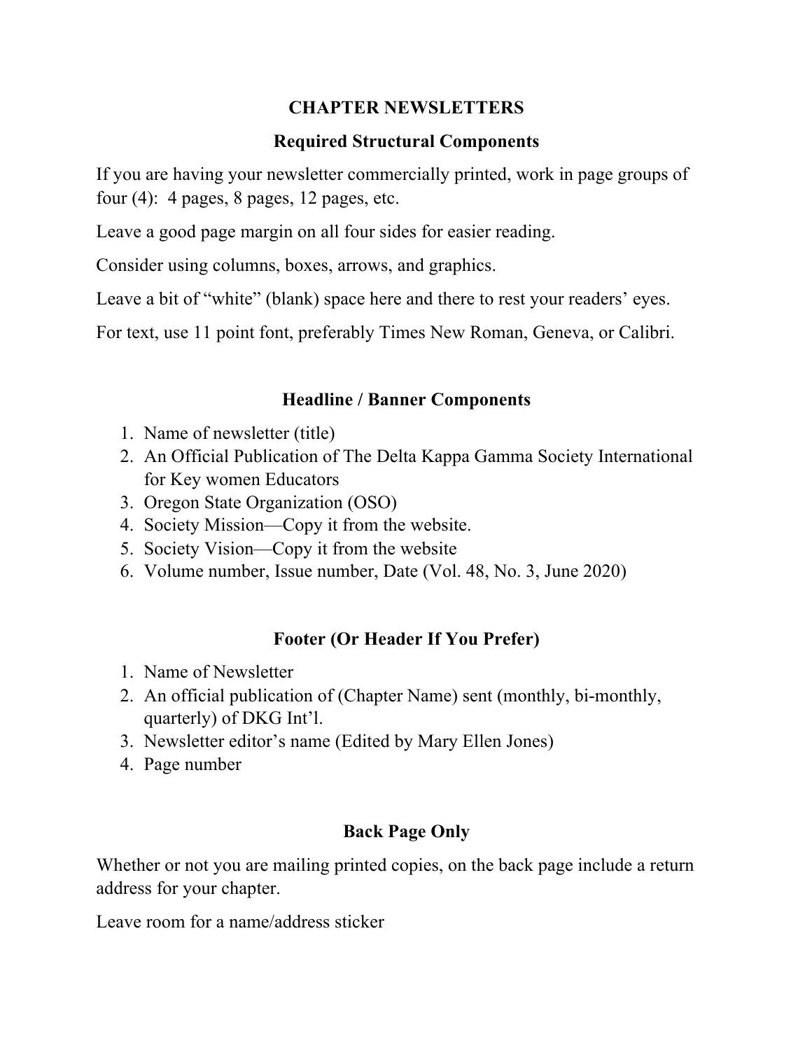# CHAPTER NEWSLETTERS

## Required Structural Components

If you are having your newsletter commercially printed, work in page groups of four (4): 4 pages, 8 pages, 12 pages, etc.

Leave a good page margin on all four sides for easier reading.

Consider using columns, boxes, arrows, and graphics.

Leave a bit of "white" (blank) space here and there to rest your readers' eyes.

For text, use 11 point font, preferably Times New Roman, Geneva, or Calibri.

## Headline / Banner Components

1. Name of newsletter (title)
2. An Official Publication of The Delta Kappa Gamma Society International for Key women Educators
3. Oregon State Organization (OSO)
4. Society Mission—Copy it from the website.
5. Society Vision—Copy it from the website
6. Volume number, Issue number, Date (Vol. 48, No. 3, June 2020)

## Footer (Or Header If You Prefer)

1. Name of Newsletter
2. An official publication of (Chapter Name) sent (monthly, bi-monthly, quarterly) of DKG Int'l.
3. Newsletter editor's name (Edited by Mary Ellen Jones)
4. Page number

## Back Page Only

Whether or not you are mailing printed copies, on the back page include a return address for your chapter.

Leave room for a name/address sticker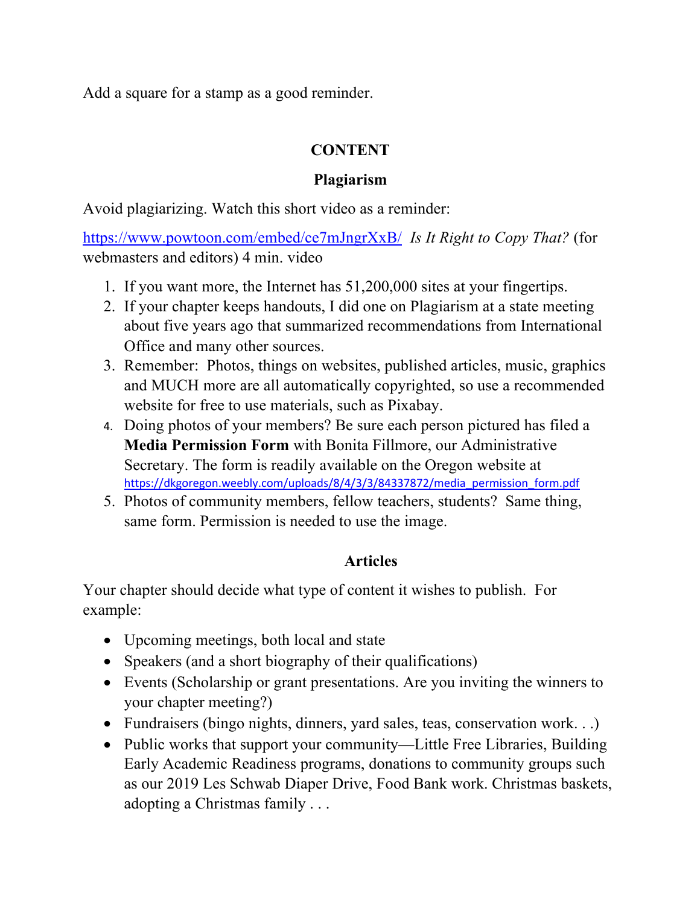Add a square for a stamp as a good reminder.

## CONTENT

### Plagiarism

Avoid plagiarizing. Watch this short video as a reminder:

https://www.powtoon.com/embed/ce7mJngrXxB/ *Is It Right to Copy That?* (for webmasters and editors) 4 min. video

1. If you want more, the Internet has 51,200,000 sites at your fingertips.
2. If your chapter keeps handouts, I did one on Plagiarism at a state meeting about five years ago that summarized recommendations from International Office and many other sources.
3. Remember: Photos, things on websites, published articles, music, graphics and MUCH more are all automatically copyrighted, so use a recommended website for free to use materials, such as Pixabay.
4. Doing photos of your members? Be sure each person pictured has filed a **Media Permission Form** with Bonita Fillmore, our Administrative Secretary. The form is readily available on the Oregon website at https://dkgoregon.weebly.com/uploads/8/4/3/3/84337872/media_permission_form.pdf
5. Photos of community members, fellow teachers, students? Same thing, same form. Permission is needed to use the image.

### Articles

Your chapter should decide what type of content it wishes to publish. For example:

- Upcoming meetings, both local and state
- Speakers (and a short biography of their qualifications)
- Events (Scholarship or grant presentations. Are you inviting the winners to your chapter meeting?)
- Fundraisers (bingo nights, dinners, yard sales, teas, conservation work. . .)
- Public works that support your community—Little Free Libraries, Building Early Academic Readiness programs, donations to community groups such as our 2019 Les Schwab Diaper Drive, Food Bank work. Christmas baskets, adopting a Christmas family . . .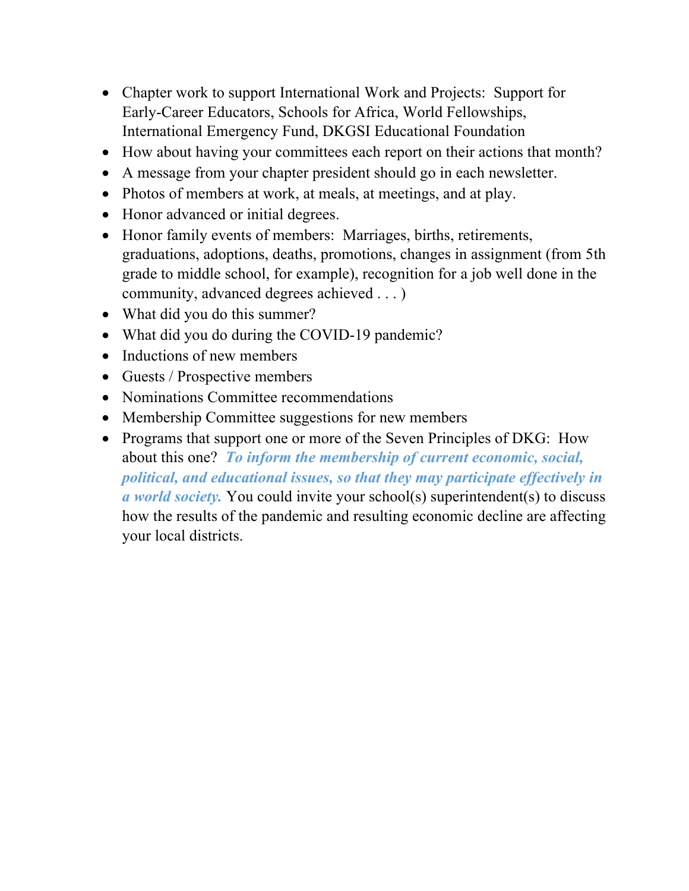- Chapter work to support International Work and Projects: Support for Early-Career Educators, Schools for Africa, World Fellowships, International Emergency Fund, DKGSI Educational Foundation
- How about having your committees each report on their actions that month?
- A message from your chapter president should go in each newsletter.
- Photos of members at work, at meals, at meetings, and at play.
- Honor advanced or initial degrees.
- Honor family events of members: Marriages, births, retirements, graduations, adoptions, deaths, promotions, changes in assignment (from 5th grade to middle school, for example), recognition for a job well done in the community, advanced degrees achieved . . . )
- What did you do this summer?
- What did you do during the COVID-19 pandemic?
- Inductions of new members
- Guests / Prospective members
- Nominations Committee recommendations
- Membership Committee suggestions for new members
- Programs that support one or more of the Seven Principles of DKG: How about this one? ***To inform the membership of current economic, social, political, and educational issues, so that they may participate effectively in a world society.*** You could invite your school(s) superintendent(s) to discuss how the results of the pandemic and resulting economic decline are affecting your local districts.